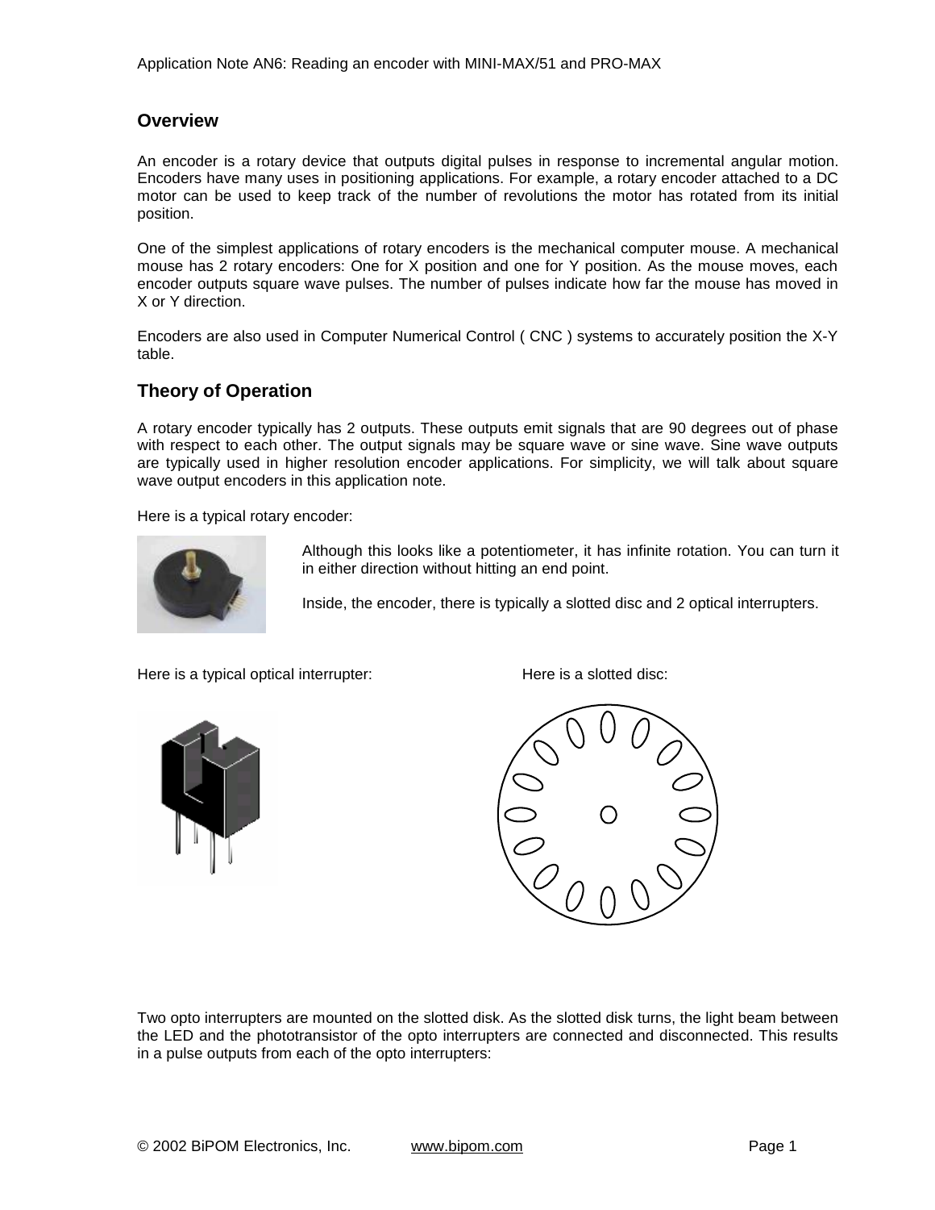## Overview

An encoder is a rotary device that outputs digital pulses in response to incremental angular motion. Encoders have many uses in positioning applications. For example, a rotary encoder attached to a DC motor can be used to keep track of the number of revolutions the motor has rotated from its initial position.

One of the simplest applications of rotary encoders is the mechanical computer mouse. A mechanical mouse has 2 rotary encoders: One for X position and one for Y position. As the mouse moves, each encoder outputs square wave pulses. The number of pulses indicate how far the mouse has moved in X or Y direction.

Encoders are also used in Computer Numerical Control ( CNC ) systems to accurately position the X-Y table.

## Theory of Operation

A rotary encoder typically has 2 outputs. These outputs emit signals that are 90 degrees out of phase with respect to each other. The output signals may be square wave or sine wave. Sine wave outputs are typically used in higher resolution encoder applications. For simplicity, we will talk about square wave output encoders in this application note.

Here is a typical rotary encoder:

Although this looks like a potentiometer, it has infinite rotation. You can turn it in either direction without hitting an end point.

Inside, the encoder, there is typically a slotted disc and 2 optical interrupters.

Here is a typical optical interrupter:

Here is a slotted disc:

Two opto interrupters are mounted on the slotted disk. As the slotted disk turns, the light beam between the LED and the phototransistor of the opto interrupters are connected and disconnected. This results in a pulse outputs from each of the opto interrupters: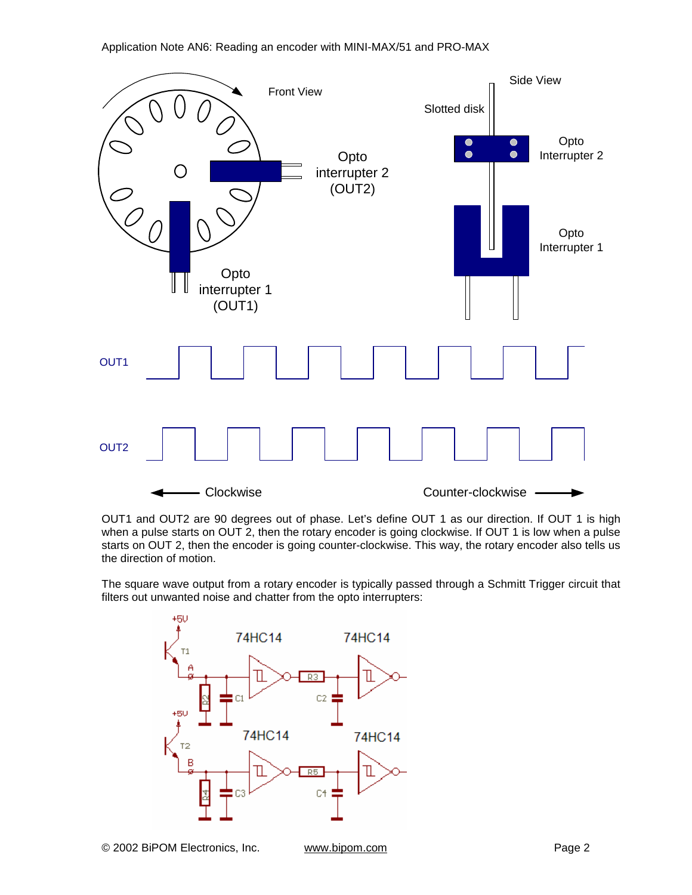OUT1 and OUT2 are 90 degrees out of phase. Let's define OUT 1 as our direction. If OUT 1 is high when a pulse starts on OUT 2, then the rotary encoder is going clockwise. If OUT 1 is low when a pulse starts on OUT 2, then the encoder is going counter-clockwise. This way, the rotary encoder also tells us the direction of motion.

The square wave output from a rotary encoder is typically passed through a Schmitt Trigger circuit that filters out unwanted noise and chatter from the opto interrupters: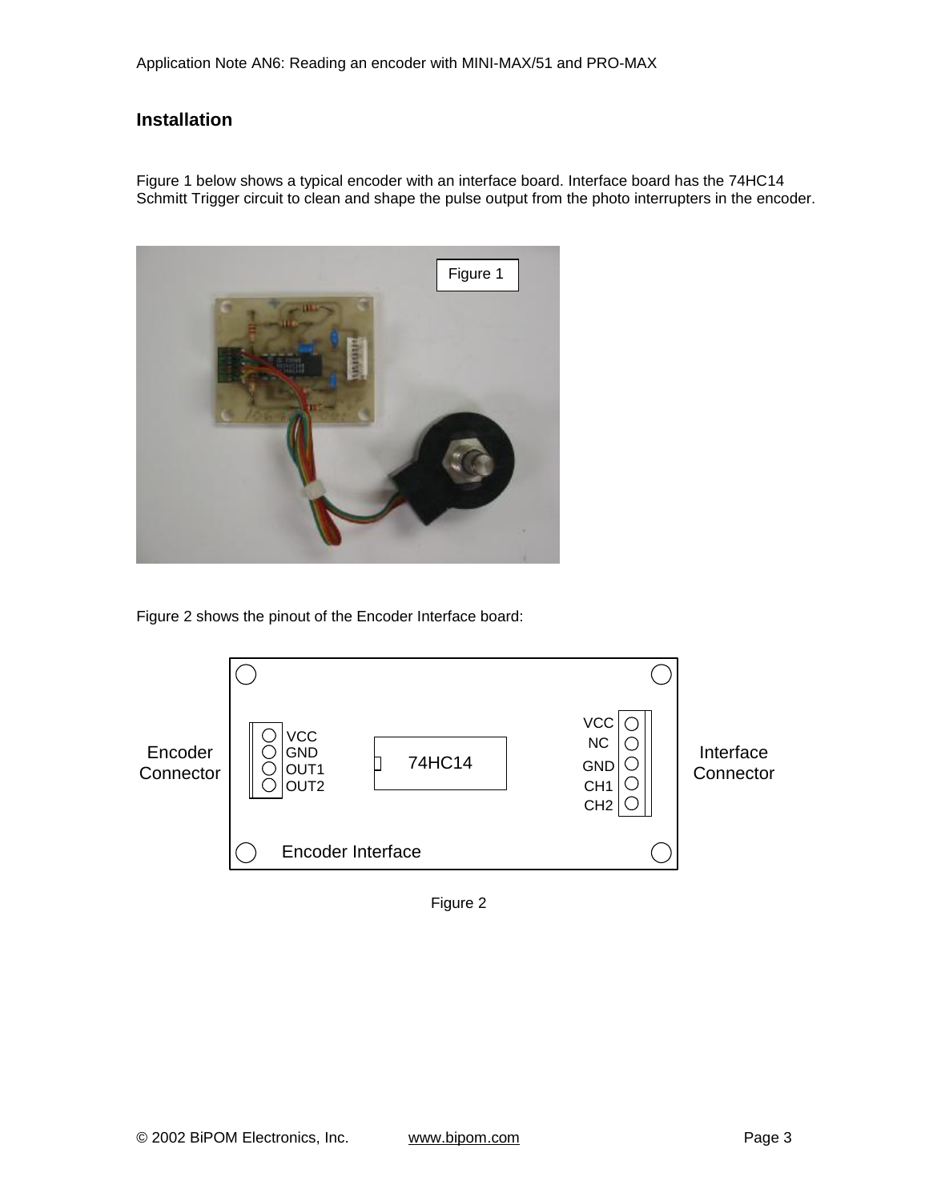## Installation

Figure 1 below shows a typical encoder with an interface board. Interface board has the 74HC14 Schmitt Trigger circuit to clean and shape the pulse output from the photo interrupters in the encoder.

Figure 1

Figure 2 shows the pinout of the Encoder Interface board:

Encoder Connector: VCC, GND, OUT1, OUT2

74HC14

Interface Connector: VCC, NC, GND, CH1, CH2

Encoder Interface

Figure 2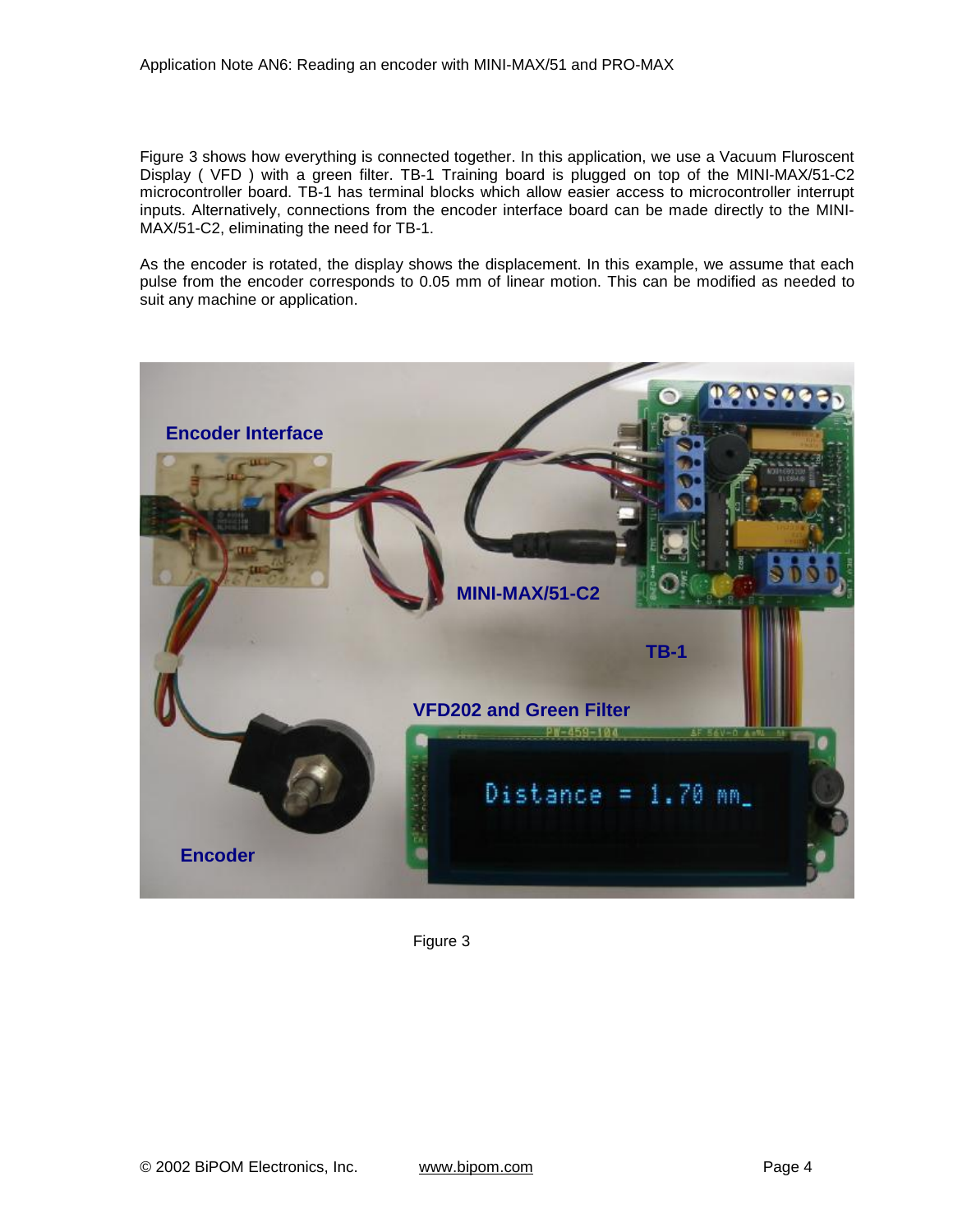Figure 3 shows how everything is connected together. In this application, we use a Vacuum Fluroscent Display ( VFD ) with a green filter. TB-1 Training board is plugged on top of the MINI-MAX/51-C2 microcontroller board. TB-1 has terminal blocks which allow easier access to microcontroller interrupt inputs. Alternatively, connections from the encoder interface board can be made directly to the MINI-MAX/51-C2, eliminating the need for TB-1.

As the encoder is rotated, the display shows the displacement. In this example, we assume that each pulse from the encoder corresponds to 0.05 mm of linear motion. This can be modified as needed to suit any machine or application.

Figure 3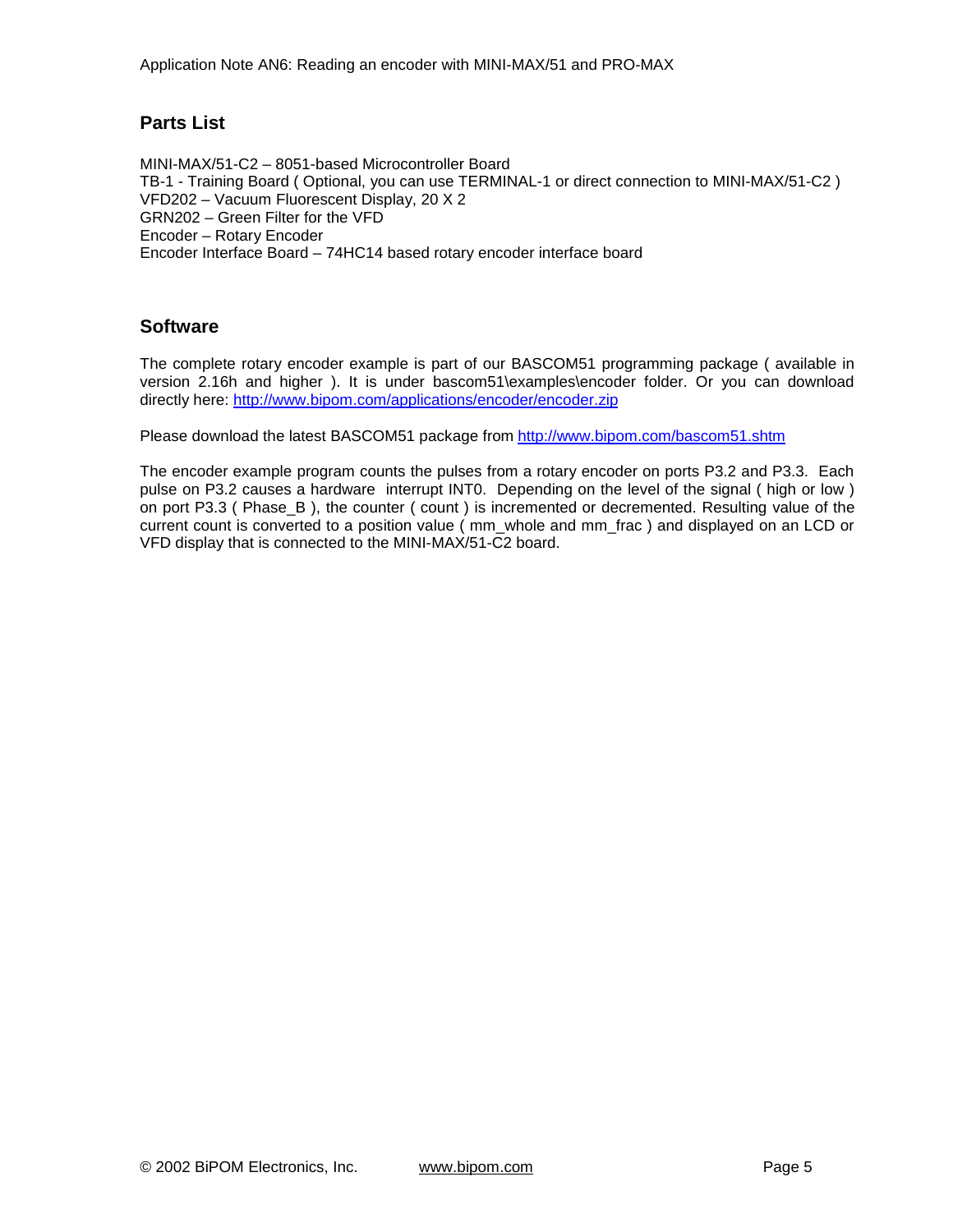## Parts List

MINI-MAX/51-C2 – 8051-based Microcontroller Board
TB-1 - Training Board ( Optional, you can use TERMINAL-1 or direct connection to MINI-MAX/51-C2 )
VFD202 – Vacuum Fluorescent Display, 20 X 2
GRN202 – Green Filter for the VFD
Encoder – Rotary Encoder
Encoder Interface Board – 74HC14 based rotary encoder interface board

## Software

The complete rotary encoder example is part of our BASCOM51 programming package ( available in version 2.16h and higher ). It is under bascom51\examples\encoder folder. Or you can download directly here: [http://www.bipom.com/applications/encoder/encoder.zip](http://www.bipom.com/applications/encoder/encoder.zip)

Please download the latest BASCOM51 package from [http://www.bipom.com/bascom51.shtm](http://www.bipom.com/bascom51.shtm)

The encoder example program counts the pulses from a rotary encoder on ports P3.2 and P3.3. Each pulse on P3.2 causes a hardware interrupt INT0. Depending on the level of the signal ( high or low ) on port P3.3 ( Phase_B ), the counter ( count ) is incremented or decremented. Resulting value of the current count is converted to a position value ( mm_whole and mm_frac ) and displayed on an LCD or VFD display that is connected to the MINI-MAX/51-C2 board.